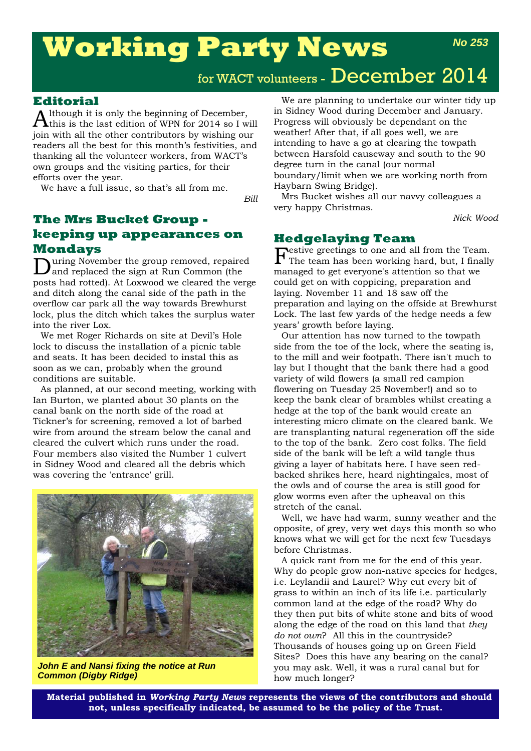# Working Party News

**No 253**

for WACT volunteers - December 2014

## Editorial

Although it is only the beginning of December, this is the last edition of WPN for 2014 so I will join with all the other contributors by wishing our readers all the best for this month's festivities, and thanking all the volunteer workers, from WACT's own groups and the visiting parties, for their efforts over the year.

We have a full issue, so that's all from me.

*Bill*

## The Mrs Bucket Group - keeping up appearances on Mondays

During November the group removed, repaired and replaced the sign at Run Common (the posts had rotted). At Loxwood we cleared the verge and ditch along the canal side of the path in the overflow car park all the way towards Brewhurst lock, plus the ditch which takes the surplus water into the river Lox.

We met Roger Richards on site at Devil's Hole lock to discuss the installation of a picnic table and seats. It has been decided to instal this as soon as we can, probably when the ground conditions are suitable.

As planned, at our second meeting, working with Ian Burton, we planted about 30 plants on the canal bank on the north side of the road at Tickner's for screening, removed a lot of barbed wire from around the stream below the canal and cleared the culvert which runs under the road. Four members also visited the Number 1 culvert in Sidney Wood and cleared all the debris which was covering the 'entrance' grill.

***John E and Nansi fixing the notice at Run Common (Digby Ridge)***

We are planning to undertake our winter tidy up in Sidney Wood during December and January. Progress will obviously be dependant on the weather! After that, if all goes well, we are intending to have a go at clearing the towpath between Harsfold causeway and south to the 90 degree turn in the canal (our normal boundary/limit when we are working north from Haybarn Swing Bridge).

Mrs Bucket wishes all our navvy colleagues a very happy Christmas.

*Nick Wood*

## Hedgelaying Team

Festive greetings to one and all from the Team. The team has been working hard, but, I finally managed to get everyone's attention so that we could get on with coppicing, preparation and laying. November 11 and 18 saw off the preparation and laying on the offside at Brewhurst Lock. The last few yards of the hedge needs a few years' growth before laying.

Our attention has now turned to the towpath side from the toe of the lock, where the seating is, to the mill and weir footpath. There isn't much to lay but I thought that the bank there had a good variety of wild flowers (a small red campion flowering on Tuesday 25 November!) and so to keep the bank clear of brambles whilst creating a hedge at the top of the bank would create an interesting micro climate on the cleared bank. We are transplanting natural regeneration off the side to the top of the bank. Zero cost folks. The field side of the bank will be left a wild tangle thus giving a layer of habitats here. I have seen red-backed shrikes here, heard nightingales, most of the owls and of course the area is still good for glow worms even after the upheaval on this stretch of the canal.

Well, we have had warm, sunny weather and the opposite, of grey, very wet days this month so who knows what we will get for the next few Tuesdays before Christmas.

A quick rant from me for the end of this year. Why do people grow non-native species for hedges, i.e. Leylandii and Laurel? Why cut every bit of grass to within an inch of its life i.e. particularly common land at the edge of the road? Why do they then put bits of white stone and bits of wood along the edge of the road on this land that *they do not own*? All this in the countryside? Thousands of houses going up on Green Field Sites? Does this have any bearing on the canal? you may ask. Well, it was a rural canal but for how much longer?

**Material published in *Working Party News* represents the views of the contributors and should not, unless specifically indicated, be assumed to be the policy of the Trust.**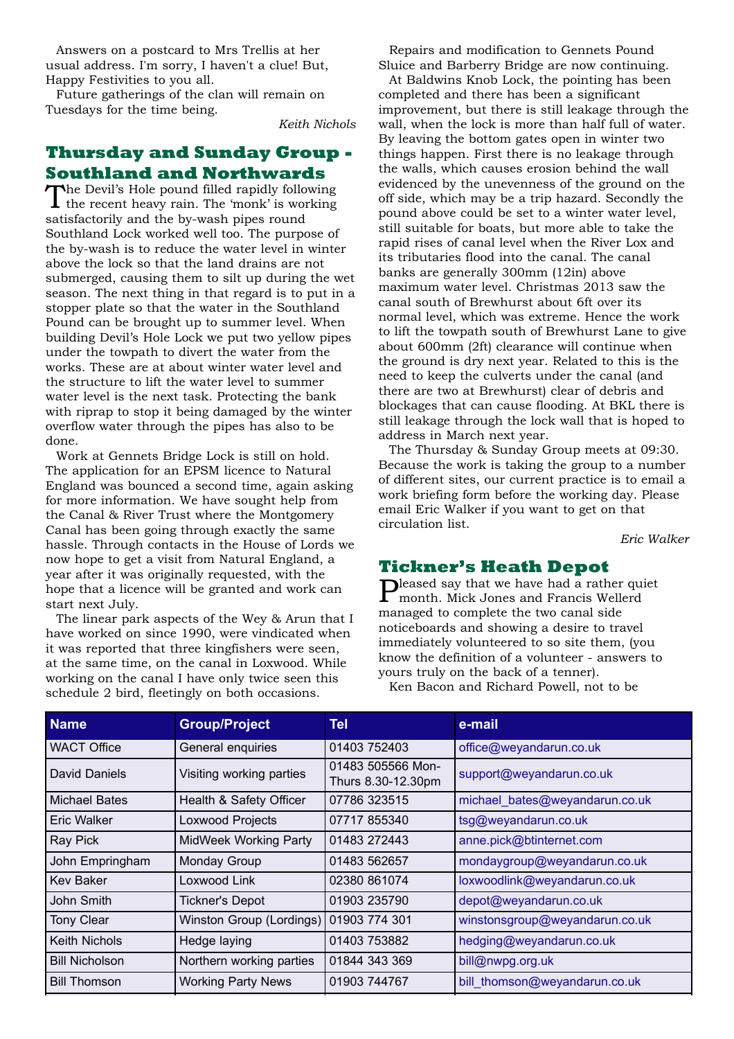Answers on a postcard to Mrs Trellis at her usual address. I'm sorry, I haven't a clue! But, Happy Festivities to you all.

Future gatherings of the clan will remain on Tuesdays for the time being.

*Keith Nichols*

## Thursday and Sunday Group - Southland and Northwards

The Devil's Hole pound filled rapidly following the recent heavy rain. The 'monk' is working satisfactorily and the by-wash pipes round Southland Lock worked well too. The purpose of the by-wash is to reduce the water level in winter above the lock so that the land drains are not submerged, causing them to silt up during the wet season. The next thing in that regard is to put in a stopper plate so that the water in the Southland Pound can be brought up to summer level. When building Devil's Hole Lock we put two yellow pipes under the towpath to divert the water from the works. These are at about winter water level and the structure to lift the water level to summer water level is the next task. Protecting the bank with riprap to stop it being damaged by the winter overflow water through the pipes has also to be done.

Work at Gennets Bridge Lock is still on hold. The application for an EPSM licence to Natural England was bounced a second time, again asking for more information. We have sought help from the Canal & River Trust where the Montgomery Canal has been going through exactly the same hassle. Through contacts in the House of Lords we now hope to get a visit from Natural England, a year after it was originally requested, with the hope that a licence will be granted and work can start next July.

The linear park aspects of the Wey & Arun that I have worked on since 1990, were vindicated when it was reported that three kingfishers were seen, at the same time, on the canal in Loxwood. While working on the canal I have only twice seen this schedule 2 bird, fleetingly on both occasions.

Repairs and modification to Gennets Pound Sluice and Barberry Bridge are now continuing.

At Baldwins Knob Lock, the pointing has been completed and there has been a significant improvement, but there is still leakage through the wall, when the lock is more than half full of water. By leaving the bottom gates open in winter two things happen. First there is no leakage through the walls, which causes erosion behind the wall evidenced by the unevenness of the ground on the off side, which may be a trip hazard. Secondly the pound above could be set to a winter water level, still suitable for boats, but more able to take the rapid rises of canal level when the River Lox and its tributaries flood into the canal. The canal banks are generally 300mm (12in) above maximum water level. Christmas 2013 saw the canal south of Brewhurst about 6ft over its normal level, which was extreme. Hence the work to lift the towpath south of Brewhurst Lane to give about 600mm (2ft) clearance will continue when the ground is dry next year. Related to this is the need to keep the culverts under the canal (and there are two at Brewhurst) clear of debris and blockages that can cause flooding. At BKL there is still leakage through the lock wall that is hoped to address in March next year.

The Thursday & Sunday Group meets at 09:30. Because the work is taking the group to a number of different sites, our current practice is to email a work briefing form before the working day. Please email Eric Walker if you want to get on that circulation list.

*Eric Walker*

## Tickner's Heath Depot

Pleased say that we have had a rather quiet month. Mick Jones and Francis Wellerd managed to complete the two canal side noticeboards and showing a desire to travel immediately volunteered to so site them, (you know the definition of a volunteer - answers to yours truly on the back of a tenner).

Ken Bacon and Richard Powell, not to be

| Name | Group/Project | Tel | e-mail |
|---|---|---|---|
| WACT Office | General enquiries | 01403 752403 | office@weyandarun.co.uk |
| David Daniels | Visiting working parties | 01483 505566 Mon-Thurs 8.30-12.30pm | support@weyandarun.co.uk |
| Michael Bates | Health & Safety Officer | 07786 323515 | michael_bates@weyandarun.co.uk |
| Eric Walker | Loxwood Projects | 07717 855340 | tsg@weyandarun.co.uk |
| Ray Pick | MidWeek Working Party | 01483 272443 | anne.pick@btinternet.com |
| John Empringham | Monday Group | 01483 562657 | mondaygroup@weyandarun.co.uk |
| Kev Baker | Loxwood Link | 02380 861074 | loxwoodlink@weyandarun.co.uk |
| John Smith | Tickner's Depot | 01903 235790 | depot@weyandarun.co.uk |
| Tony Clear | Winston Group (Lordings) | 01903 774 301 | winstonsgroup@weyandarun.co.uk |
| Keith Nichols | Hedge laying | 01403 753882 | hedging@weyandarun.co.uk |
| Bill Nicholson | Northern working parties | 01844 343 369 | bill@nwpg.org.uk |
| Bill Thomson | Working Party News | 01903 744767 | bill_thomson@weyandarun.co.uk |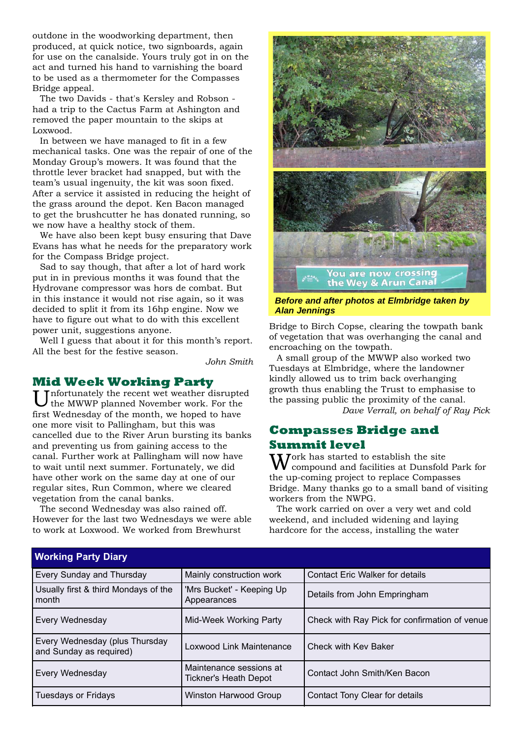outdone in the woodworking department, then produced, at quick notice, two signboards, again for use on the canalside. Yours truly got in on the act and turned his hand to varnishing the board to be used as a thermometer for the Compasses Bridge appeal.

The two Davids - that's Kersley and Robson - had a trip to the Cactus Farm at Ashington and removed the paper mountain to the skips at Loxwood.

In between we have managed to fit in a few mechanical tasks. One was the repair of one of the Monday Group's mowers. It was found that the throttle lever bracket had snapped, but with the team's usual ingenuity, the kit was soon fixed. After a service it assisted in reducing the height of the grass around the depot. Ken Bacon managed to get the brushcutter he has donated running, so we now have a healthy stock of them.

We have also been kept busy ensuring that Dave Evans has what he needs for the preparatory work for the Compass Bridge project.

Sad to say though, that after a lot of hard work put in in previous months it was found that the Hydrovane compressor was hors de combat. But in this instance it would not rise again, so it was decided to split it from its 16hp engine. Now we have to figure out what to do with this excellent power unit, suggestions anyone.

Well I guess that about it for this month's report. All the best for the festive season.

*John Smith*

## Mid Week Working Party

Unfortunately the recent wet weather disrupted the MWWP planned November work. For the first Wednesday of the month, we hoped to have one more visit to Pallingham, but this was cancelled due to the River Arun bursting its banks and preventing us from gaining access to the canal. Further work at Pallingham will now have to wait until next summer. Fortunately, we did have other work on the same day at one of our regular sites, Run Common, where we cleared vegetation from the canal banks.

The second Wednesday was also rained off. However for the last two Wednesdays we were able to work at Loxwood. We worked from Brewhurst Bridge to Birch Copse, clearing the towpath bank of vegetation that was overhanging the canal and encroaching on the towpath.

*Before and after photos at Elmbridge taken by Alan Jennings*

A small group of the MWWP also worked two Tuesdays at Elmbridge, where the landowner kindly allowed us to trim back overhanging growth thus enabling the Trust to emphasise to the passing public the proximity of the canal.

*Dave Verrall, on behalf of Ray Pick*

## Compasses Bridge and Summit level

Work has started to establish the site compound and facilities at Dunsfold Park for the up-coming project to replace Compasses Bridge. Many thanks go to a small band of visiting workers from the NWPG.

The work carried on over a very wet and cold weekend, and included widening and laying hardcore for the access, installing the water

| Working Party Diary | | |
|---|---|---|
| Every Sunday and Thursday | Mainly construction work | Contact Eric Walker for details |
| Usually first & third Mondays of the month | 'Mrs Bucket' - Keeping Up Appearances | Details from John Empringham |
| Every Wednesday | Mid-Week Working Party | Check with Ray Pick for confirmation of venue |
| Every Wednesday (plus Thursday and Sunday as required) | Loxwood Link Maintenance | Check with Kev Baker |
| Every Wednesday | Maintenance sessions at Tickner's Heath Depot | Contact John Smith/Ken Bacon |
| Tuesdays or Fridays | Winston Harwood Group | Contact Tony Clear for details |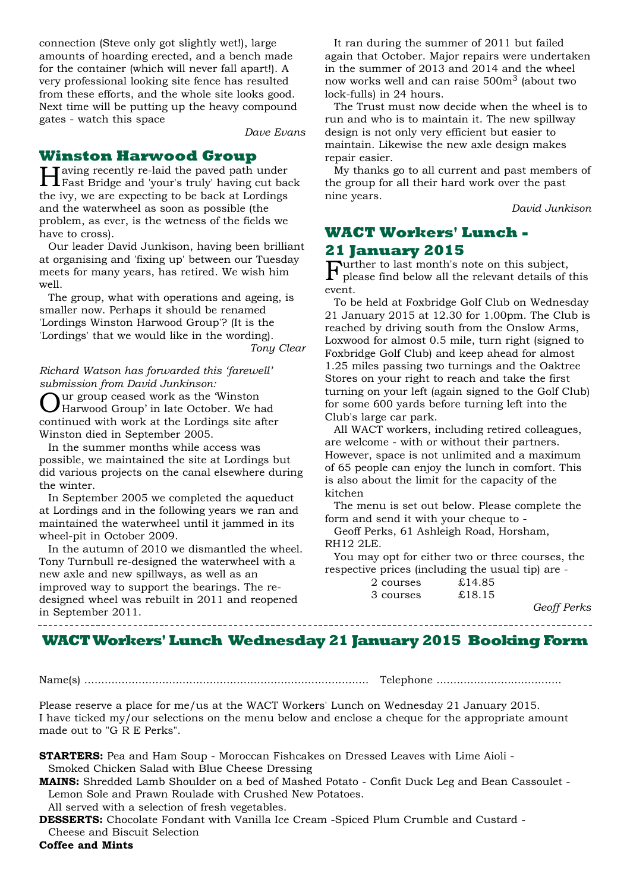connection (Steve only got slightly wet!), large amounts of hoarding erected, and a bench made for the container (which will never fall apart!). A very professional looking site fence has resulted from these efforts, and the whole site looks good. Next time will be putting up the heavy compound gates - watch this space

*Dave Evans*

## Winston Harwood Group

Having recently re-laid the paved path under Fast Bridge and 'your's truly' having cut back the ivy, we are expecting to be back at Lordings and the waterwheel as soon as possible (the problem, as ever, is the wetness of the fields we have to cross).

Our leader David Junkison, having been brilliant at organising and 'fixing up' between our Tuesday meets for many years, has retired. We wish him well.

The group, what with operations and ageing, is smaller now. Perhaps it should be renamed 'Lordings Winston Harwood Group'? (It is the 'Lordings' that we would like in the wording).

*Tony Clear*

*Richard Watson has forwarded this 'farewell' submission from David Junkinson:*

Our group ceased work as the 'Winston Harwood Group' in late October. We had continued with work at the Lordings site after Winston died in September 2005.

In the summer months while access was possible, we maintained the site at Lordings but did various projects on the canal elsewhere during the winter.

In September 2005 we completed the aqueduct at Lordings and in the following years we ran and maintained the waterwheel until it jammed in its wheel-pit in October 2009.

In the autumn of 2010 we dismantled the wheel. Tony Turnbull re-designed the waterwheel with a new axle and new spillways, as well as an improved way to support the bearings. The re-designed wheel was rebuilt in 2011 and reopened in September 2011.

It ran during the summer of 2011 but failed again that October. Major repairs were undertaken in the summer of 2013 and 2014 and the wheel now works well and can raise 500m$^3$ (about two lock-fulls) in 24 hours.

The Trust must now decide when the wheel is to run and who is to maintain it. The new spillway design is not only very efficient but easier to maintain. Likewise the new axle design makes repair easier.

My thanks go to all current and past members of the group for all their hard work over the past nine years.

*David Junkison*

## WACT Workers' Lunch - 21 January 2015

Further to last month's note on this subject, please find below all the relevant details of this event.

To be held at Foxbridge Golf Club on Wednesday 21 January 2015 at 12.30 for 1.00pm. The Club is reached by driving south from the Onslow Arms, Loxwood for almost 0.5 mile, turn right (signed to Foxbridge Golf Club) and keep ahead for almost 1.25 miles passing two turnings and the Oaktree Stores on your right to reach and take the first turning on your left (again signed to the Golf Club) for some 600 yards before turning left into the Club's large car park.

All WACT workers, including retired colleagues, are welcome - with or without their partners. However, space is not unlimited and a maximum of 65 people can enjoy the lunch in comfort. This is also about the limit for the capacity of the kitchen

The menu is set out below. Please complete the form and send it with your cheque to -

Geoff Perks, 61 Ashleigh Road, Horsham, RH12 2LE.

You may opt for either two or three courses, the respective prices (including the usual tip) are -

| | |
|---|---|
| 2 courses | £14.85 |
| 3 courses | £18.15 |

*Geoff Perks*

---

## WACT Workers' Lunch Wednesday 21 January 2015 Booking Form

Name(s) .................................................................................... Telephone .....................................

Please reserve a place for me/us at the WACT Workers' Lunch on Wednesday 21 January 2015. I have ticked my/our selections on the menu below and enclose a cheque for the appropriate amount made out to "G R E Perks".

**STARTERS:** Pea and Ham Soup - Moroccan Fishcakes on Dressed Leaves with Lime Aioli - Smoked Chicken Salad with Blue Cheese Dressing

**MAINS:** Shredded Lamb Shoulder on a bed of Mashed Potato - Confit Duck Leg and Bean Cassoulet - Lemon Sole and Prawn Roulade with Crushed New Potatoes.

All served with a selection of fresh vegetables.

**DESSERTS:** Chocolate Fondant with Vanilla Ice Cream -Spiced Plum Crumble and Custard - Cheese and Biscuit Selection

**Coffee and Mints**